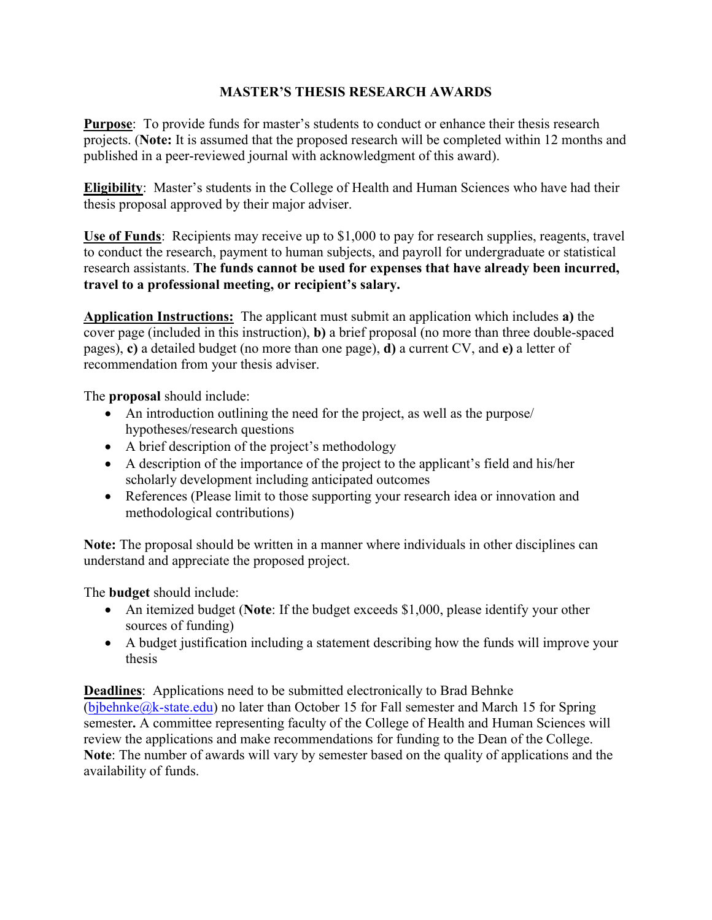# MASTER'S THESIS RESEARCH AWARDS

**Purpose**: To provide funds for master's students to conduct or enhance their thesis research projects. (**Note:** It is assumed that the proposed research will be completed within 12 months and published in a peer-reviewed journal with acknowledgment of this award).

**Eligibility**: Master's students in the College of Health and Human Sciences who have had their thesis proposal approved by their major adviser.

**Use of Funds**: Recipients may receive up to $1,000 to pay for research supplies, reagents, travel to conduct the research, payment to human subjects, and payroll for undergraduate or statistical research assistants. **The funds cannot be used for expenses that have already been incurred, travel to a professional meeting, or recipient's salary.**

**Application Instructions:** The applicant must submit an application which includes **a)** the cover page (included in this instruction), **b)** a brief proposal (no more than three double-spaced pages), **c)** a detailed budget (no more than one page), **d)** a current CV, and **e)** a letter of recommendation from your thesis adviser.

The **proposal** should include:

- An introduction outlining the need for the project, as well as the purpose/ hypotheses/research questions
- A brief description of the project's methodology
- A description of the importance of the project to the applicant's field and his/her scholarly development including anticipated outcomes
- References (Please limit to those supporting your research idea or innovation and methodological contributions)

**Note:** The proposal should be written in a manner where individuals in other disciplines can understand and appreciate the proposed project.

The **budget** should include:

- An itemized budget (**Note**: If the budget exceeds $1,000, please identify your other sources of funding)
- A budget justification including a statement describing how the funds will improve your thesis

**Deadlines**: Applications need to be submitted electronically to Brad Behnke (bjbehnke@k-state.edu) no later than October 15 for Fall semester and March 15 for Spring semester**.** A committee representing faculty of the College of Health and Human Sciences will review the applications and make recommendations for funding to the Dean of the College. **Note**: The number of awards will vary by semester based on the quality of applications and the availability of funds.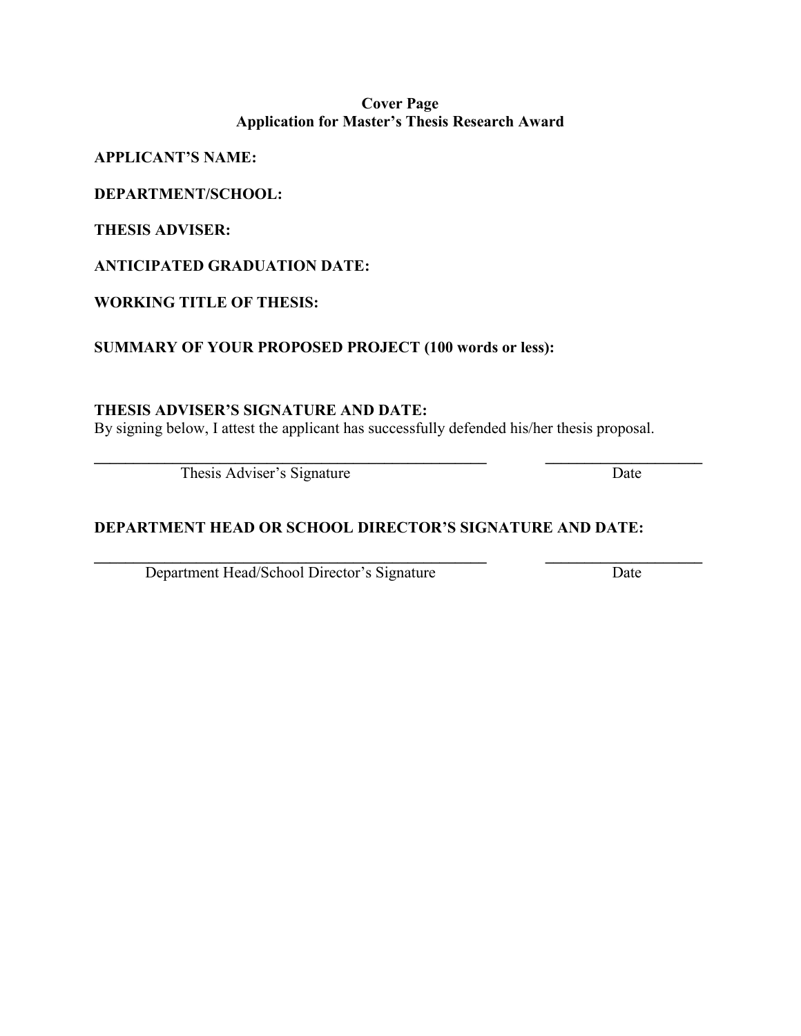**Cover Page**
**Application for Master's Thesis Research Award**

**APPLICANT'S NAME:**

**DEPARTMENT/SCHOOL:**

**THESIS ADVISER:**

**ANTICIPATED GRADUATION DATE:**

**WORKING TITLE OF THESIS:**

**SUMMARY OF YOUR PROPOSED PROJECT (100 words or less):**

**THESIS ADVISER'S SIGNATURE AND DATE:**
By signing below, I attest the applicant has successfully defended his/her thesis proposal.

\_\_\_\_\_\_\_\_\_\_\_\_\_\_\_\_\_\_\_\_\_\_\_\_\_\_\_\_\_\_\_\_\_\_\_\_\_\_\_\_\_\_\_\_\_\_\_\_\_\_\_\_ \_\_\_\_\_\_\_\_\_\_\_\_\_\_\_\_\_\_\_\_\_
Thesis Adviser's Signature Date

**DEPARTMENT HEAD OR SCHOOL DIRECTOR'S SIGNATURE AND DATE:**

\_\_\_\_\_\_\_\_\_\_\_\_\_\_\_\_\_\_\_\_\_\_\_\_\_\_\_\_\_\_\_\_\_\_\_\_\_\_\_\_\_\_\_\_\_\_\_\_\_\_\_\_ \_\_\_\_\_\_\_\_\_\_\_\_\_\_\_\_\_\_\_\_\_
Department Head/School Director's Signature Date